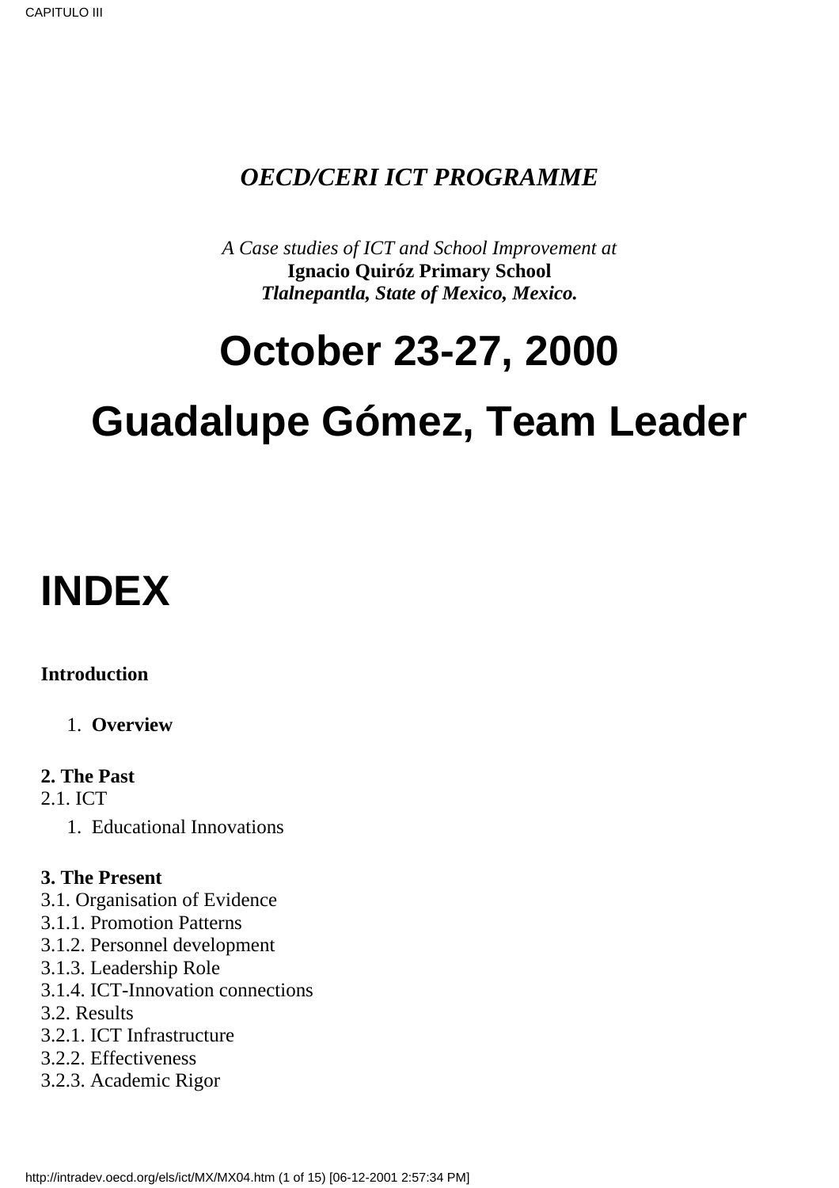***OECD/CERI ICT PROGRAMME***

*A Case studies of ICT and School Improvement at*
**Ignacio Quiróz Primary School**
***Tlalnepantla, State of Mexico, Mexico.***

# October 23-27, 2000

# Guadalupe Gómez, Team Leader

# INDEX

**Introduction**

1. **Overview**

**2. The Past**
2.1. ICT

1. Educational Innovations

**3. The Present**
3.1. Organisation of Evidence
3.1.1. Promotion Patterns
3.1.2. Personnel development
3.1.3. Leadership Role
3.1.4. ICT-Innovation connections
3.2. Results
3.2.1. ICT Infrastructure
3.2.2. Effectiveness
3.2.3. Academic Rigor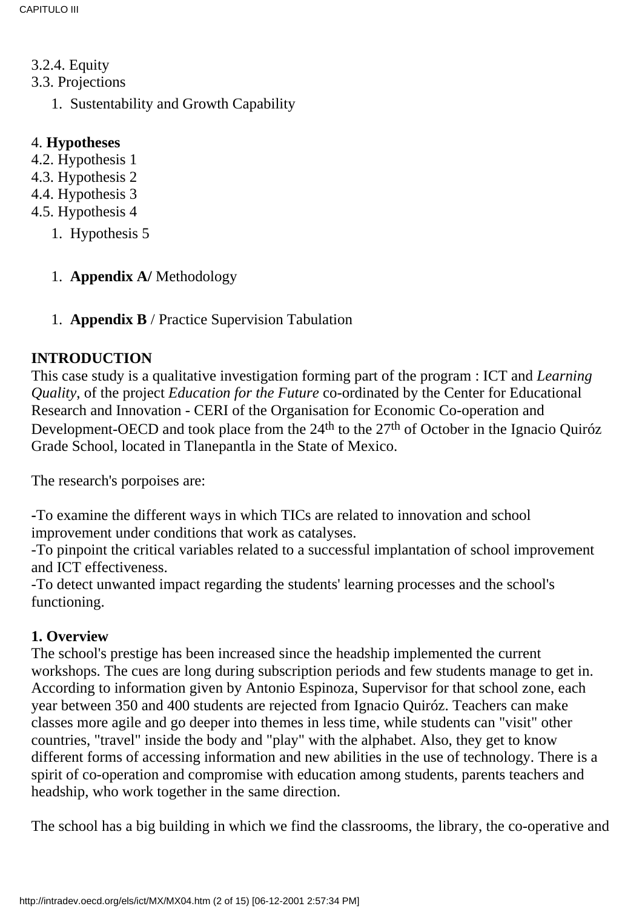3.2.4. Equity
3.3. Projections

1. Sustentability and Growth Capability

4. **Hypotheses**
4.2. Hypothesis 1
4.3. Hypothesis 2
4.4. Hypothesis 3
4.5. Hypothesis 4

1. Hypothesis 5

1. **Appendix A/** Methodology

1. **Appendix B** / Practice Supervision Tabulation

**INTRODUCTION**

This case study is a qualitative investigation forming part of the program : ICT and *Learning Quality*, of the project *Education for the Future* co-ordinated by the Center for Educational Research and Innovation - CERI of the Organisation for Economic Co-operation and Development-OECD and took place from the 24th to the 27th of October in the Ignacio Quiróz Grade School, located in Tlanepantla in the State of Mexico.

The research's porpoises are:

-To examine the different ways in which TICs are related to innovation and school improvement under conditions that work as catalyses.
-To pinpoint the critical variables related to a successful implantation of school improvement and ICT effectiveness.
-To detect unwanted impact regarding the students' learning processes and the school's functioning.

**1. Overview**

The school's prestige has been increased since the headship implemented the current workshops. The cues are long during subscription periods and few students manage to get in. According to information given by Antonio Espinoza, Supervisor for that school zone, each year between 350 and 400 students are rejected from Ignacio Quiróz. Teachers can make classes more agile and go deeper into themes in less time, while students can "visit" other countries, "travel" inside the body and "play" with the alphabet. Also, they get to know different forms of accessing information and new abilities in the use of technology. There is a spirit of co-operation and compromise with education among students, parents teachers and headship, who work together in the same direction.

The school has a big building in which we find the classrooms, the library, the co-operative and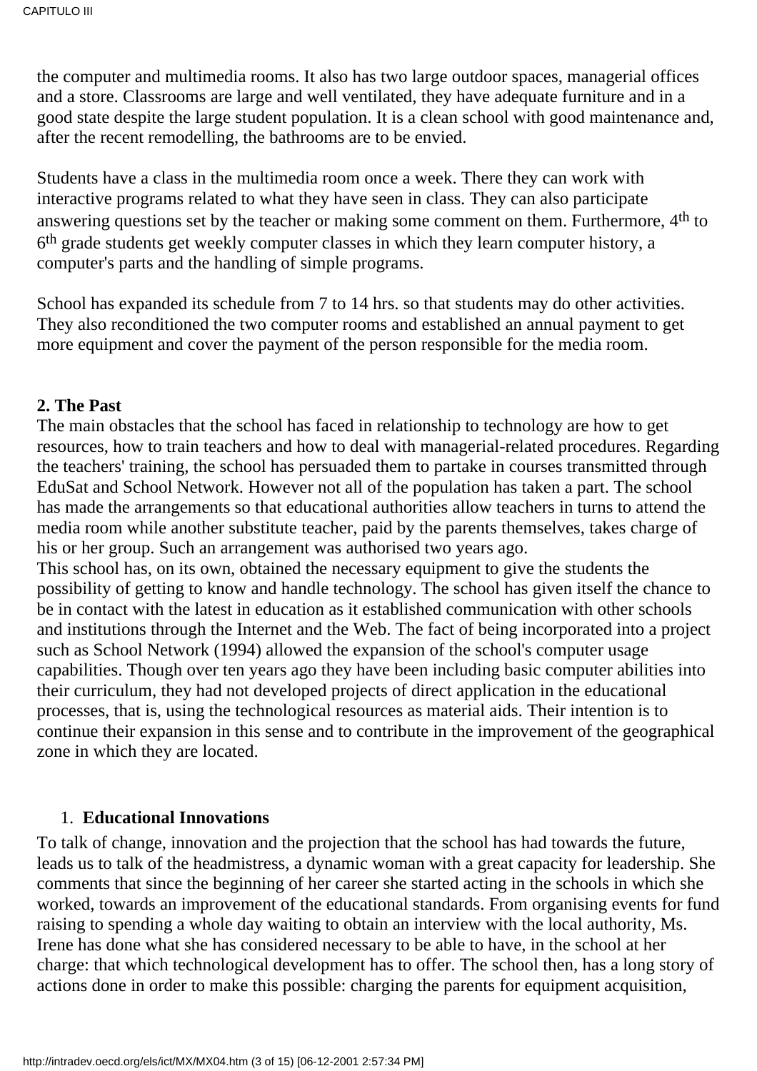the computer and multimedia rooms. It also has two large outdoor spaces, managerial offices and a store. Classrooms are large and well ventilated, they have adequate furniture and in a good state despite the large student population. It is a clean school with good maintenance and, after the recent remodelling, the bathrooms are to be envied.

Students have a class in the multimedia room once a week. There they can work with interactive programs related to what they have seen in class. They can also participate answering questions set by the teacher or making some comment on them. Furthermore, 4th to 6th grade students get weekly computer classes in which they learn computer history, a computer's parts and the handling of simple programs.

School has expanded its schedule from 7 to 14 hrs. so that students may do other activities. They also reconditioned the two computer rooms and established an annual payment to get more equipment and cover the payment of the person responsible for the media room.

**2. The Past**

The main obstacles that the school has faced in relationship to technology are how to get resources, how to train teachers and how to deal with managerial-related procedures. Regarding the teachers' training, the school has persuaded them to partake in courses transmitted through EduSat and School Network. However not all of the population has taken a part. The school has made the arrangements so that educational authorities allow teachers in turns to attend the media room while another substitute teacher, paid by the parents themselves, takes charge of his or her group. Such an arrangement was authorised two years ago.

This school has, on its own, obtained the necessary equipment to give the students the possibility of getting to know and handle technology. The school has given itself the chance to be in contact with the latest in education as it established communication with other schools and institutions through the Internet and the Web. The fact of being incorporated into a project such as School Network (1994) allowed the expansion of the school's computer usage capabilities. Though over ten years ago they have been including basic computer abilities into their curriculum, they had not developed projects of direct application in the educational processes, that is, using the technological resources as material aids. Their intention is to continue their expansion in this sense and to contribute in the improvement of the geographical zone in which they are located.

1. **Educational Innovations**

To talk of change, innovation and the projection that the school has had towards the future, leads us to talk of the headmistress, a dynamic woman with a great capacity for leadership. She comments that since the beginning of her career she started acting in the schools in which she worked, towards an improvement of the educational standards. From organising events for fund raising to spending a whole day waiting to obtain an interview with the local authority, Ms. Irene has done what she has considered necessary to be able to have, in the school at her charge: that which technological development has to offer. The school then, has a long story of actions done in order to make this possible: charging the parents for equipment acquisition,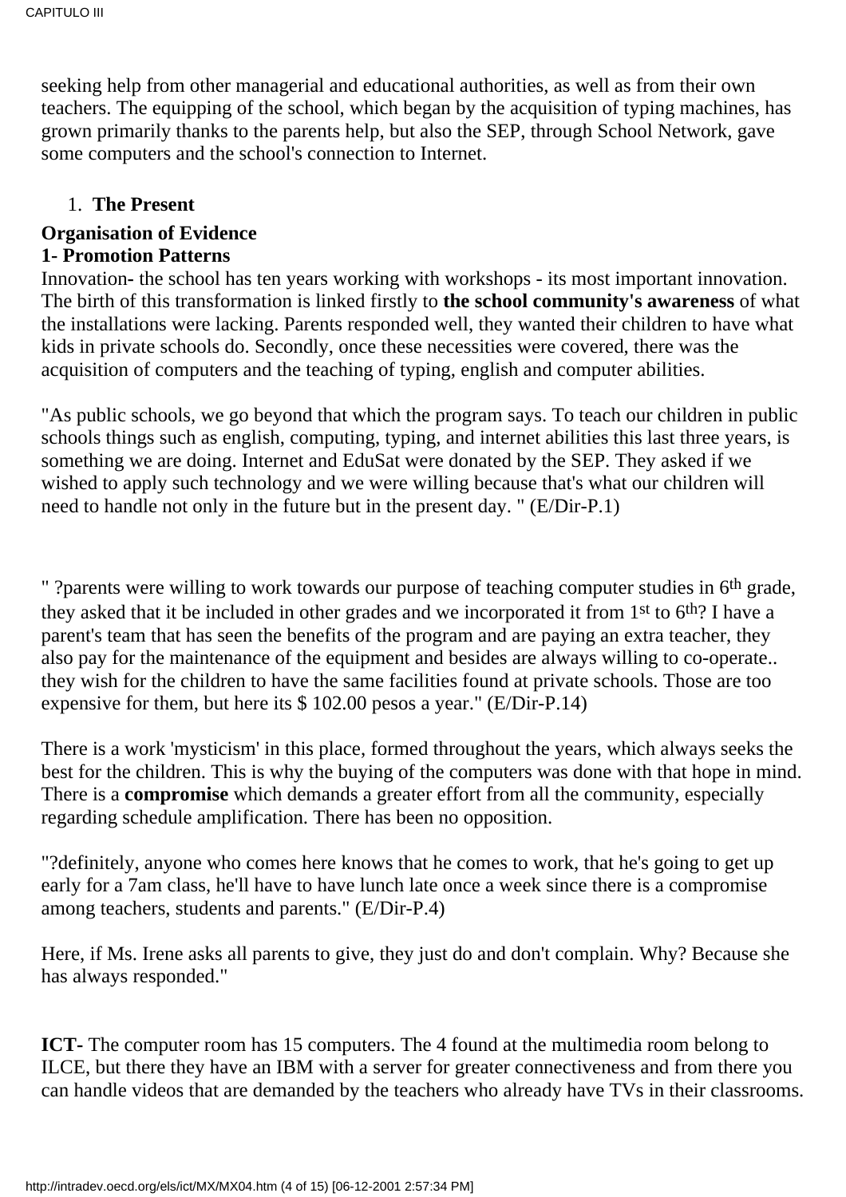seeking help from other managerial and educational authorities, as well as from their own teachers. The equipping of the school, which began by the acquisition of typing machines, has grown primarily thanks to the parents help, but also the SEP, through School Network, gave some computers and the school's connection to Internet.

1. **The Present**

**Organisation of Evidence**
**1- Promotion Patterns**

Innovation**-** the school has ten years working with workshops - its most important innovation. The birth of this transformation is linked firstly to **the school community's awareness** of what the installations were lacking. Parents responded well, they wanted their children to have what kids in private schools do. Secondly, once these necessities were covered, there was the acquisition of computers and the teaching of typing, english and computer abilities.

"As public schools, we go beyond that which the program says. To teach our children in public schools things such as english, computing, typing, and internet abilities this last three years, is something we are doing. Internet and EduSat were donated by the SEP. They asked if we wished to apply such technology and we were willing because that's what our children will need to handle not only in the future but in the present day. " (E/Dir-P.1)

" ?parents were willing to work towards our purpose of teaching computer studies in 6th grade, they asked that it be included in other grades and we incorporated it from 1st to 6th? I have a parent's team that has seen the benefits of the program and are paying an extra teacher, they also pay for the maintenance of the equipment and besides are always willing to co-operate.. they wish for the children to have the same facilities found at private schools. Those are too expensive for them, but here its $ 102.00 pesos a year." (E/Dir-P.14)

There is a work 'mysticism' in this place, formed throughout the years, which always seeks the best for the children. This is why the buying of the computers was done with that hope in mind. There is a **compromise** which demands a greater effort from all the community, especially regarding schedule amplification. There has been no opposition.

"?definitely, anyone who comes here knows that he comes to work, that he's going to get up early for a 7am class, he'll have to have lunch late once a week since there is a compromise among teachers, students and parents." (E/Dir-P.4)

Here, if Ms. Irene asks all parents to give, they just do and don't complain. Why? Because she has always responded."

**ICT-** The computer room has 15 computers. The 4 found at the multimedia room belong to ILCE, but there they have an IBM with a server for greater connectiveness and from there you can handle videos that are demanded by the teachers who already have TVs in their classrooms.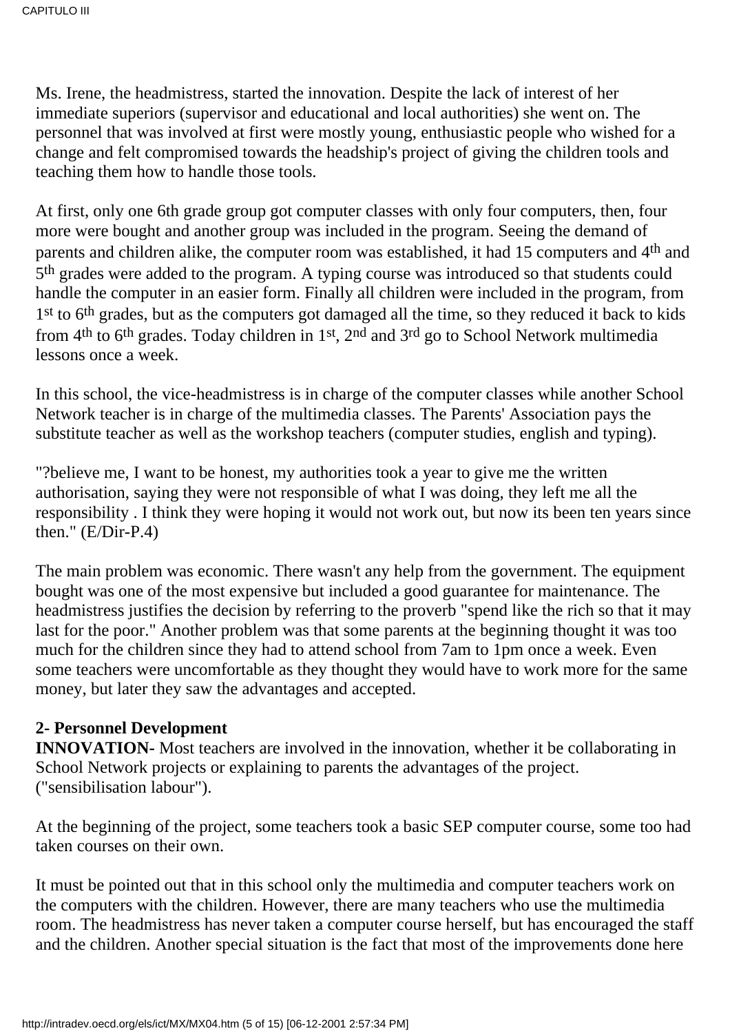Ms. Irene, the headmistress, started the innovation. Despite the lack of interest of her immediate superiors (supervisor and educational and local authorities) she went on. The personnel that was involved at first were mostly young, enthusiastic people who wished for a change and felt compromised towards the headship's project of giving the children tools and teaching them how to handle those tools.

At first, only one 6th grade group got computer classes with only four computers, then, four more were bought and another group was included in the program. Seeing the demand of parents and children alike, the computer room was established, it had 15 computers and 4th and 5th grades were added to the program. A typing course was introduced so that students could handle the computer in an easier form. Finally all children were included in the program, from 1st to 6th grades, but as the computers got damaged all the time, so they reduced it back to kids from 4th to 6th grades. Today children in 1st, 2nd and 3rd go to School Network multimedia lessons once a week.

In this school, the vice-headmistress is in charge of the computer classes while another School Network teacher is in charge of the multimedia classes. The Parents' Association pays the substitute teacher as well as the workshop teachers (computer studies, english and typing).

"?believe me, I want to be honest, my authorities took a year to give me the written authorisation, saying they were not responsible of what I was doing, they left me all the responsibility . I think they were hoping it would not work out, but now its been ten years since then." (E/Dir-P.4)

The main problem was economic. There wasn't any help from the government. The equipment bought was one of the most expensive but included a good guarantee for maintenance. The headmistress justifies the decision by referring to the proverb "spend like the rich so that it may last for the poor." Another problem was that some parents at the beginning thought it was too much for the children since they had to attend school from 7am to 1pm once a week. Even some teachers were uncomfortable as they thought they would have to work more for the same money, but later they saw the advantages and accepted.

**2- Personnel Development**

**INNOVATION-** Most teachers are involved in the innovation, whether it be collaborating in School Network projects or explaining to parents the advantages of the project. ("sensibilisation labour").

At the beginning of the project, some teachers took a basic SEP computer course, some too had taken courses on their own.

It must be pointed out that in this school only the multimedia and computer teachers work on the computers with the children. However, there are many teachers who use the multimedia room. The headmistress has never taken a computer course herself, but has encouraged the staff and the children. Another special situation is the fact that most of the improvements done here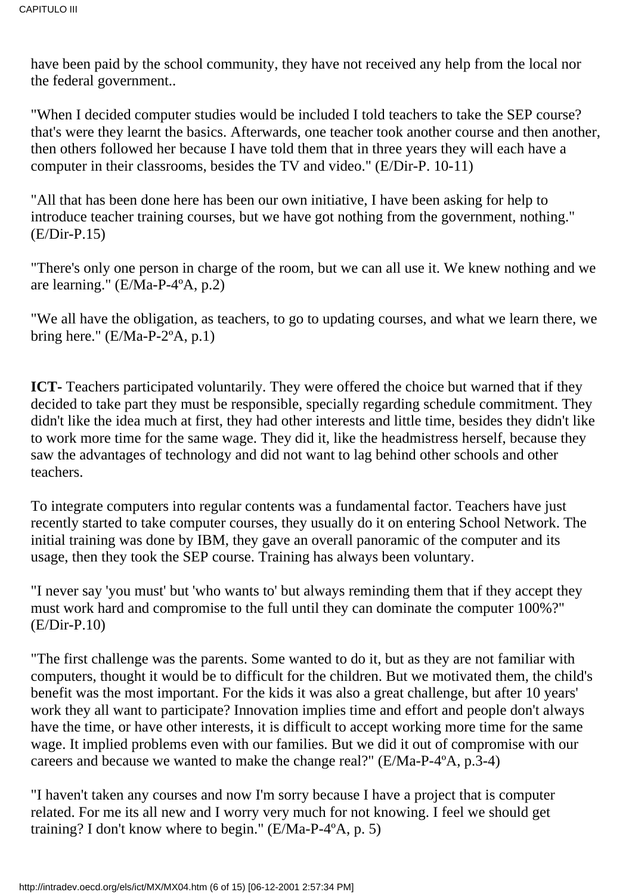have been paid by the school community, they have not received any help from the local nor the federal government..

"When I decided computer studies would be included I told teachers to take the SEP course? that's were they learnt the basics. Afterwards, one teacher took another course and then another, then others followed her because I have told them that in three years they will each have a computer in their classrooms, besides the TV and video." (E/Dir-P. 10-11)

"All that has been done here has been our own initiative, I have been asking for help to introduce teacher training courses, but we have got nothing from the government, nothing." (E/Dir-P.15)

"There's only one person in charge of the room, but we can all use it. We knew nothing and we are learning." (E/Ma-P-4ºA, p.2)

"We all have the obligation, as teachers, to go to updating courses, and what we learn there, we bring here." (E/Ma-P-2ºA, p.1)

**ICT-** Teachers participated voluntarily. They were offered the choice but warned that if they decided to take part they must be responsible, specially regarding schedule commitment. They didn't like the idea much at first, they had other interests and little time, besides they didn't like to work more time for the same wage. They did it, like the headmistress herself, because they saw the advantages of technology and did not want to lag behind other schools and other teachers.

To integrate computers into regular contents was a fundamental factor. Teachers have just recently started to take computer courses, they usually do it on entering School Network. The initial training was done by IBM, they gave an overall panoramic of the computer and its usage, then they took the SEP course. Training has always been voluntary.

"I never say 'you must' but 'who wants to' but always reminding them that if they accept they must work hard and compromise to the full until they can dominate the computer 100%?" (E/Dir-P.10)

"The first challenge was the parents. Some wanted to do it, but as they are not familiar with computers, thought it would be to difficult for the children. But we motivated them, the child's benefit was the most important. For the kids it was also a great challenge, but after 10 years' work they all want to participate? Innovation implies time and effort and people don't always have the time, or have other interests, it is difficult to accept working more time for the same wage. It implied problems even with our families. But we did it out of compromise with our careers and because we wanted to make the change real?" (E/Ma-P-4ºA, p.3-4)

"I haven't taken any courses and now I'm sorry because I have a project that is computer related. For me its all new and I worry very much for not knowing. I feel we should get training? I don't know where to begin." (E/Ma-P-4ºA, p. 5)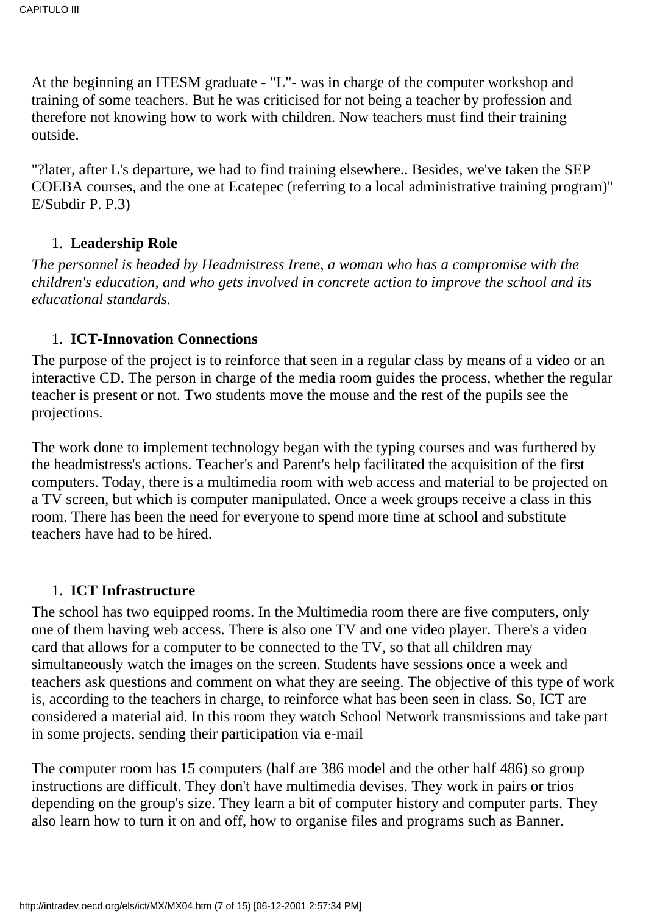At the beginning an ITESM graduate - "L"- was in charge of the computer workshop and training of some teachers. But he was criticised for not being a teacher by profession and therefore not knowing how to work with children. Now teachers must find their training outside.

"?later, after L's departure, we had to find training elsewhere.. Besides, we've taken the SEP COEBA courses, and the one at Ecatepec (referring to a local administrative training program)" E/Subdir P. P.3)

1. **Leadership Role**

*The personnel is headed by Headmistress Irene, a woman who has a compromise with the children's education, and who gets involved in concrete action to improve the school and its educational standards.*

1. **ICT-Innovation Connections**

The purpose of the project is to reinforce that seen in a regular class by means of a video or an interactive CD. The person in charge of the media room guides the process, whether the regular teacher is present or not. Two students move the mouse and the rest of the pupils see the projections.

The work done to implement technology began with the typing courses and was furthered by the headmistress's actions. Teacher's and Parent's help facilitated the acquisition of the first computers. Today, there is a multimedia room with web access and material to be projected on a TV screen, but which is computer manipulated. Once a week groups receive a class in this room. There has been the need for everyone to spend more time at school and substitute teachers have had to be hired.

1. **ICT Infrastructure**

The school has two equipped rooms. In the Multimedia room there are five computers, only one of them having web access. There is also one TV and one video player. There's a video card that allows for a computer to be connected to the TV, so that all children may simultaneously watch the images on the screen. Students have sessions once a week and teachers ask questions and comment on what they are seeing. The objective of this type of work is, according to the teachers in charge, to reinforce what has been seen in class. So, ICT are considered a material aid. In this room they watch School Network transmissions and take part in some projects, sending their participation via e-mail

The computer room has 15 computers (half are 386 model and the other half 486) so group instructions are difficult. They don't have multimedia devises. They work in pairs or trios depending on the group's size. They learn a bit of computer history and computer parts. They also learn how to turn it on and off, how to organise files and programs such as Banner.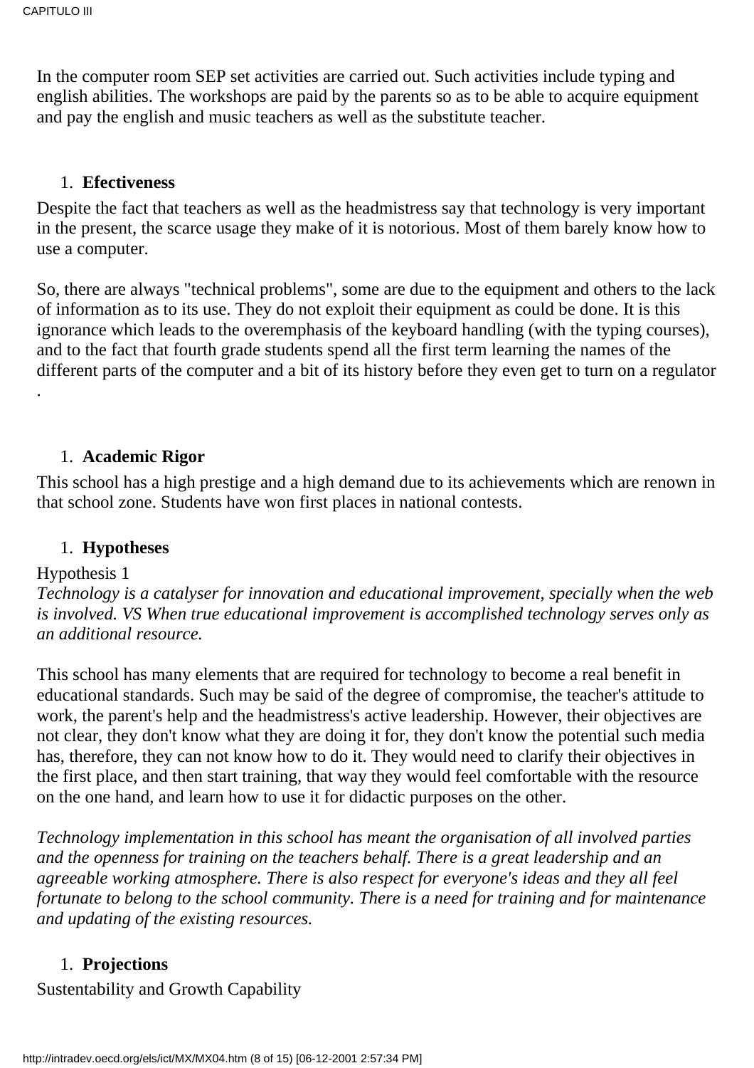In the computer room SEP set activities are carried out. Such activities include typing and english abilities. The workshops are paid by the parents so as to be able to acquire equipment and pay the english and music teachers as well as the substitute teacher.

1. **Efectiveness**

Despite the fact that teachers as well as the headmistress say that technology is very important in the present, the scarce usage they make of it is notorious. Most of them barely know how to use a computer.

So, there are always "technical problems", some are due to the equipment and others to the lack of information as to its use. They do not exploit their equipment as could be done. It is this ignorance which leads to the overemphasis of the keyboard handling (with the typing courses), and to the fact that fourth grade students spend all the first term learning the names of the different parts of the computer and a bit of its history before they even get to turn on a regulator .

1. **Academic Rigor**

This school has a high prestige and a high demand due to its achievements which are renown in that school zone. Students have won first places in national contests.

1. **Hypotheses**

Hypothesis 1

*Technology is a catalyser for innovation and educational improvement, specially when the web is involved. VS When true educational improvement is accomplished technology serves only as an additional resource.*

This school has many elements that are required for technology to become a real benefit in educational standards. Such may be said of the degree of compromise, the teacher's attitude to work, the parent's help and the headmistress's active leadership. However, their objectives are not clear, they don't know what they are doing it for, they don't know the potential such media has, therefore, they can not know how to do it. They would need to clarify their objectives in the first place, and then start training, that way they would feel comfortable with the resource on the one hand, and learn how to use it for didactic purposes on the other.

*Technology implementation in this school has meant the organisation of all involved parties and the openness for training on the teachers behalf. There is a great leadership and an agreeable working atmosphere. There is also respect for everyone's ideas and they all feel fortunate to belong to the school community. There is a need for training and for maintenance and updating of the existing resources.*

1. **Projections**

Sustentability and Growth Capability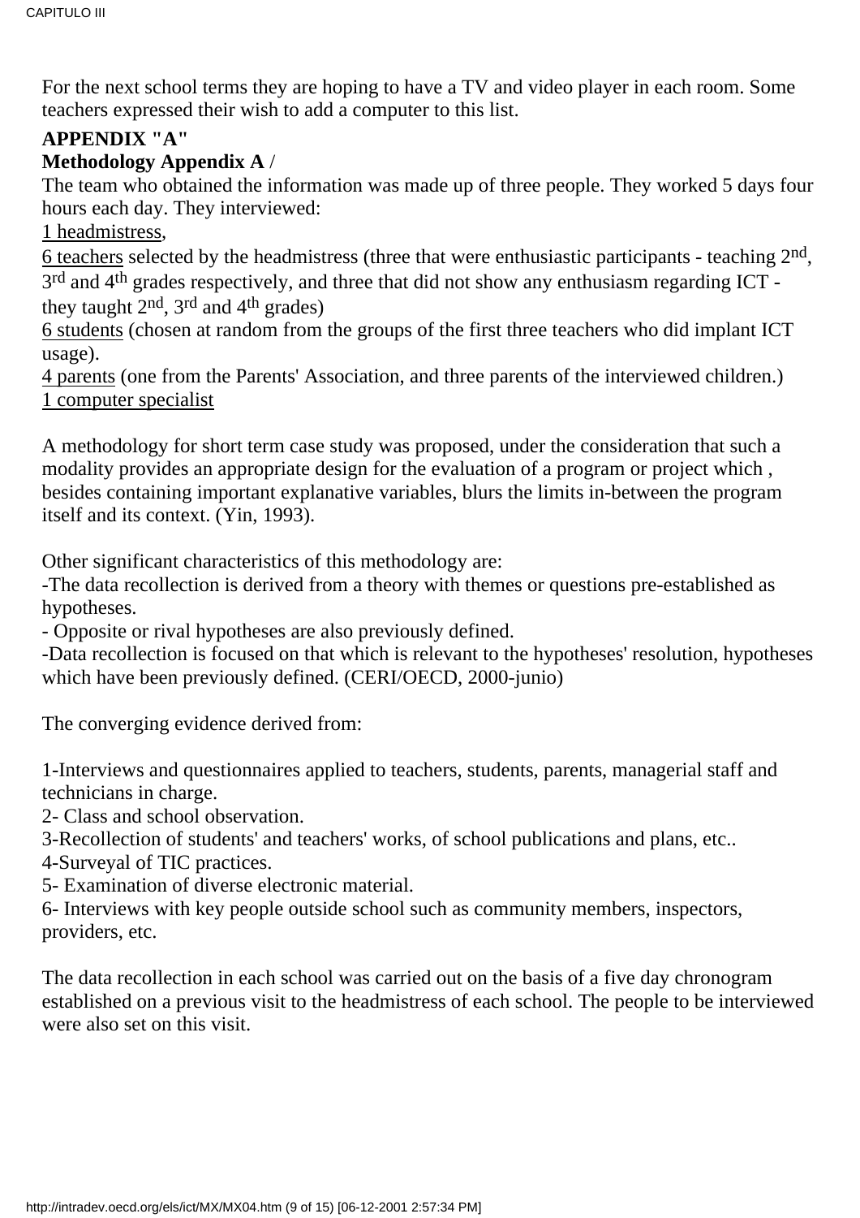For the next school terms they are hoping to have a TV and video player in each room. Some teachers expressed their wish to add a computer to this list.

**APPENDIX "A"**

**Methodology Appendix A /**

The team who obtained the information was made up of three people. They worked 5 days four hours each day. They interviewed:

1 headmistress,

6 teachers selected by the headmistress (three that were enthusiastic participants - teaching 2nd, 3rd and 4th grades respectively, and three that did not show any enthusiasm regarding ICT - they taught 2nd, 3rd and 4th grades)

6 students (chosen at random from the groups of the first three teachers who did implant ICT usage).

4 parents (one from the Parents' Association, and three parents of the interviewed children.)

1 computer specialist

A methodology for short term case study was proposed, under the consideration that such a modality provides an appropriate design for the evaluation of a program or project which , besides containing important explanative variables, blurs the limits in-between the program itself and its context. (Yin, 1993).

Other significant characteristics of this methodology are:

-The data recollection is derived from a theory with themes or questions pre-established as hypotheses.

- Opposite or rival hypotheses are also previously defined.

-Data recollection is focused on that which is relevant to the hypotheses' resolution, hypotheses which have been previously defined. (CERI/OECD, 2000-junio)

The converging evidence derived from:

1-Interviews and questionnaires applied to teachers, students, parents, managerial staff and technicians in charge.

2- Class and school observation.

3-Recollection of students' and teachers' works, of school publications and plans, etc..

4-Surveyal of TIC practices.

5- Examination of diverse electronic material.

6- Interviews with key people outside school such as community members, inspectors, providers, etc.

The data recollection in each school was carried out on the basis of a five day chronogram established on a previous visit to the headmistress of each school. The people to be interviewed were also set on this visit.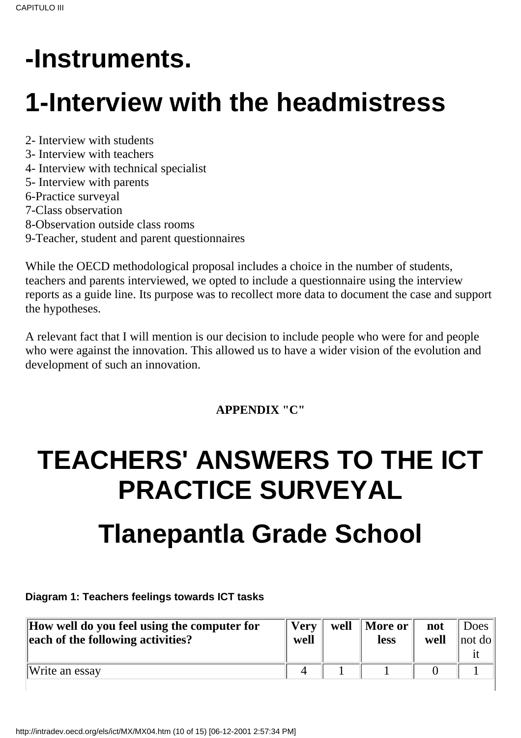# -Instruments.

# 1-Interview with the headmistress

2- Interview with students
3- Interview with teachers
4- Interview with technical specialist
5- Interview with parents
6-Practice surveyal
7-Class observation
8-Observation outside class rooms
9-Teacher, student and parent questionnaires

While the OECD methodological proposal includes a choice in the number of students, teachers and parents interviewed, we opted to include a questionnaire using the interview reports as a guide line. Its purpose was to recollect more data to document the case and support the hypotheses.

A relevant fact that I will mention is our decision to include people who were for and people who were against the innovation. This allowed us to have a wider vision of the evolution and development of such an innovation.

**APPENDIX "C"**

# TEACHERS' ANSWERS TO THE ICT PRACTICE SURVEYAL

# Tlanepantla Grade School

**Diagram 1: Teachers feelings towards ICT tasks**

| How well do you feel using the computer for each of the following activities? | Very well | well | More or less | not well | Does not do it |
|---|---|---|---|---|---|
| Write an essay | 4 | 1 | 1 | 0 | 1 |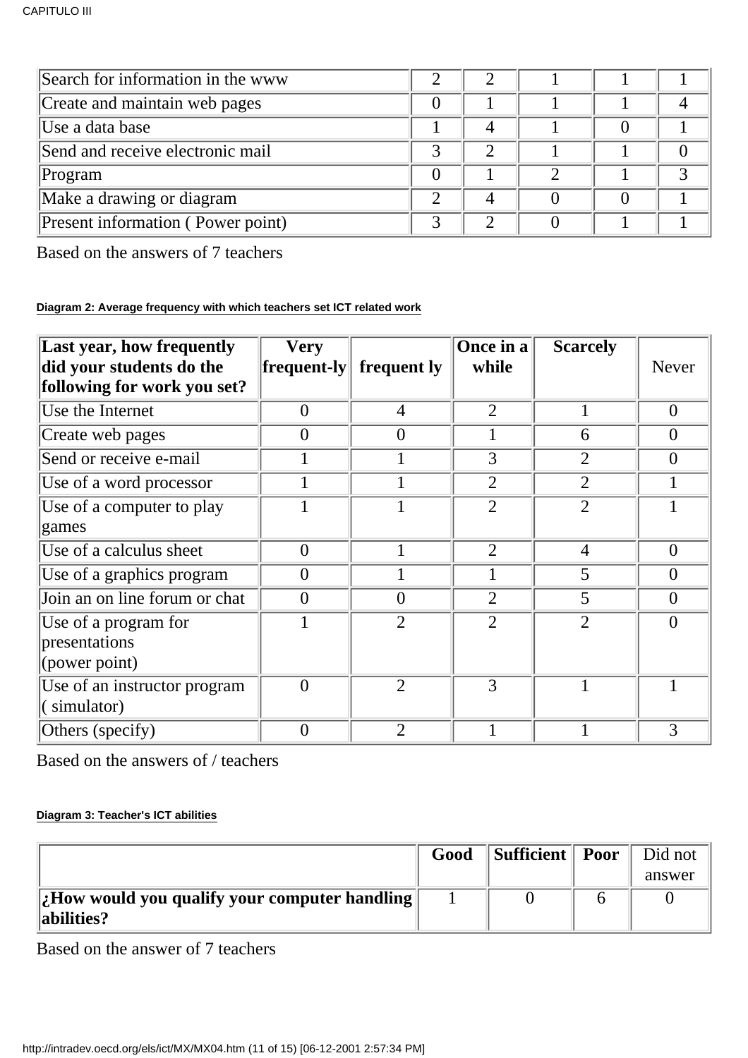| | | | | | |
|---|---|---|---|---|---|
| Search for information in the www | 2 | 2 | 1 | 1 | 1 |
| Create and maintain web pages | 0 | 1 | 1 | 1 | 4 |
| Use a data base | 1 | 4 | 1 | 0 | 1 |
| Send and receive electronic mail | 3 | 2 | 1 | 1 | 0 |
| Program | 0 | 1 | 2 | 1 | 3 |
| Make a drawing or diagram | 2 | 4 | 0 | 0 | 1 |
| Present information ( Power point) | 3 | 2 | 0 | 1 | 1 |

Based on the answers of 7 teachers

**Diagram 2: Average frequency with which teachers set ICT related work**

| Last year, how frequently did your students do the following for work you set? | Very frequent-ly | frequent ly | Once in a while | Scarcely | Never |
|---|---|---|---|---|---|
| Use the Internet | 0 | 4 | 2 | 1 | 0 |
| Create web pages | 0 | 0 | 1 | 6 | 0 |
| Send or receive e-mail | 1 | 1 | 3 | 2 | 0 |
| Use of a word processor | 1 | 1 | 2 | 2 | 1 |
| Use of a computer to play games | 1 | 1 | 2 | 2 | 1 |
| Use of a calculus sheet | 0 | 1 | 2 | 4 | 0 |
| Use of a graphics program | 0 | 1 | 1 | 5 | 0 |
| Join an on line forum or chat | 0 | 0 | 2 | 5 | 0 |
| Use of a program for presentations (power point) | 1 | 2 | 2 | 2 | 0 |
| Use of an instructor program ( simulator) | 0 | 2 | 3 | 1 | 1 |
| Others (specify) | 0 | 2 | 1 | 1 | 3 |

Based on the answers of / teachers

**Diagram 3: Teacher's ICT abilities**

| | Good | Sufficient | Poor | Did not answer |
|---|---|---|---|---|
| **¿How would you qualify your computer handling abilities?** | 1 | 0 | 6 | 0 |

Based on the answer of 7 teachers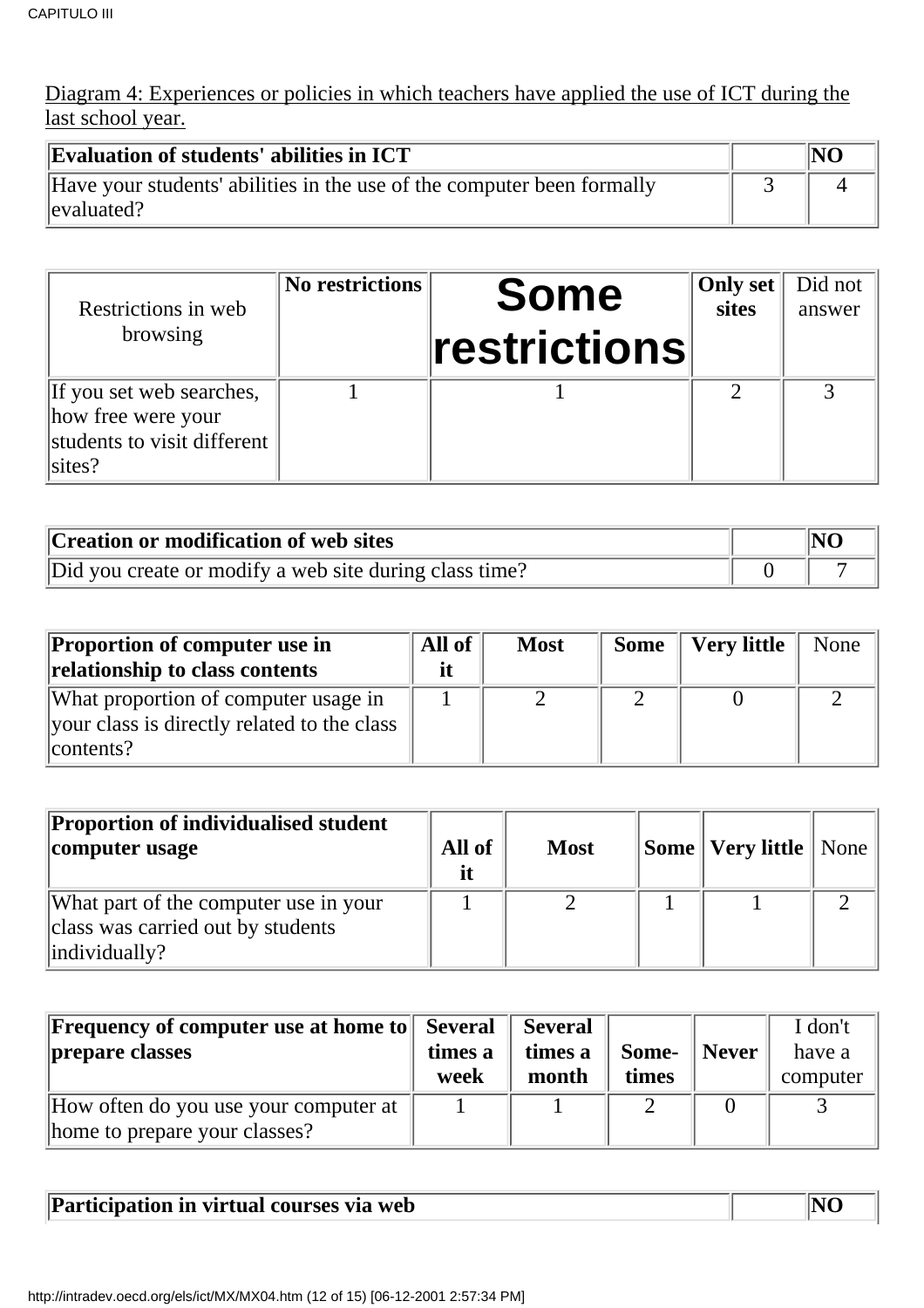Diagram 4: Experiences or policies in which teachers have applied the use of ICT during the last school year.

| **Evaluation of students' abilities in ICT** | | **NO** |
|---|---|---|
| Have your students' abilities in the use of the computer been formally evaluated? | 3 | 4 |

| Restrictions in web browsing | **No restrictions** | **Some restrictions** | **Only set sites** | Did not answer |
|---|---|---|---|---|
| If you set web searches, how free were your students to visit different sites? | 1 | 1 | 2 | 3 |

| **Creation or modification of web sites** | | **NO** |
|---|---|---|
| Did you create or modify a web site during class time? | 0 | 7 |

| **Proportion of computer use in relationship to class contents** | **All of it** | **Most** | **Some** | **Very little** | None |
|---|---|---|---|---|---|
| What proportion of computer usage in your class is directly related to the class contents? | 1 | 2 | 2 | 0 | 2 |

| **Proportion of individualised student computer usage** | **All of it** | **Most** | **Some** | **Very little** | None |
|---|---|---|---|---|---|
| What part of the computer use in your class was carried out by students individually? | 1 | 2 | 1 | 1 | 2 |

| **Frequency of computer use at home to prepare classes** | **Several times a week** | **Several times a month** | **Some-times** | **Never** | I don't have a computer |
|---|---|---|---|---|---|
| How often do you use your computer at home to prepare your classes? | 1 | 1 | 2 | 0 | 3 |

| **Participation in virtual courses via web** | | **NO** |
|---|---|---|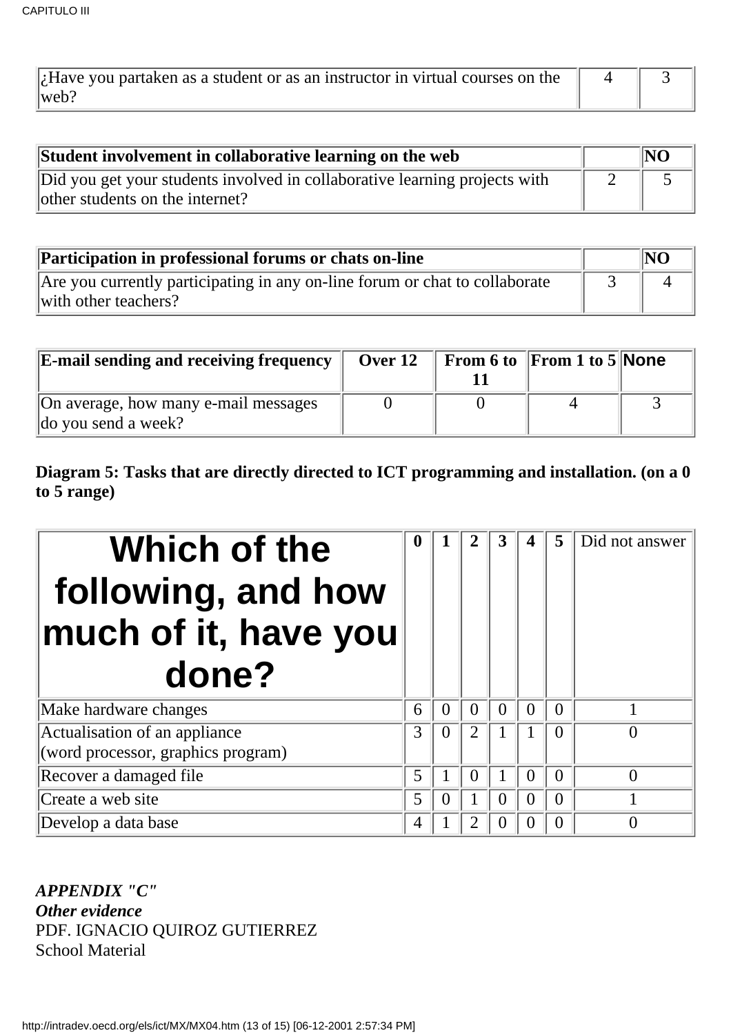| ¿Have you partaken as a student or as an instructor in virtual courses on the web? | 4 | 3 |
| --- | --- | --- |

| Student involvement in collaborative learning on the web | | NO |
| --- | --- | --- |
| Did you get your students involved in collaborative learning projects with other students on the internet? | 2 | 5 |

| Participation in professional forums or chats on-line | | NO |
| --- | --- | --- |
| Are you currently participating in any on-line forum or chat to collaborate with other teachers? | 3 | 4 |

| E-mail sending and receiving frequency | Over 12 | From 6 to 11 | From 1 to 5 | None |
| --- | --- | --- | --- | --- |
| On average, how many e-mail messages do you send a week? | 0 | 0 | 4 | 3 |

**Diagram 5: Tasks that are directly directed to ICT programming and installation. (on a 0 to 5 range)**

| Which of the following, and how much of it, have you done? | 0 | 1 | 2 | 3 | 4 | 5 | Did not answer |
| --- | --- | --- | --- | --- | --- | --- | --- |
| Make hardware changes | 6 | 0 | 0 | 0 | 0 | 0 | 1 |
| Actualisation of an appliance (word processor, graphics program) | 3 | 0 | 2 | 1 | 1 | 0 | 0 |
| Recover a damaged file | 5 | 1 | 0 | 1 | 0 | 0 | 0 |
| Create a web site | 5 | 0 | 1 | 0 | 0 | 0 | 1 |
| Develop a data base | 4 | 1 | 2 | 0 | 0 | 0 | 0 |

***APPENDIX "C"***
***Other evidence***
PDF. IGNACIO QUIROZ GUTIERREZ
School Material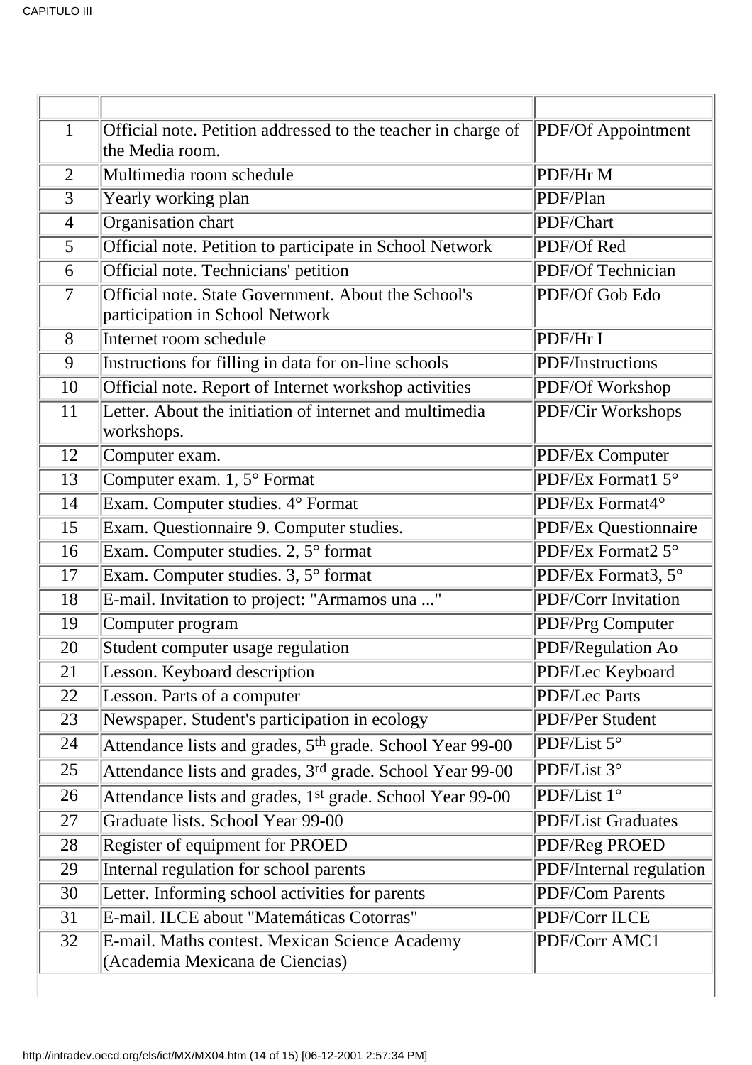| | | |
|---|---|---|
| 1 | Official note. Petition addressed to the teacher in charge of the Media room. | PDF/Of Appointment |
| 2 | Multimedia room schedule | PDF/Hr M |
| 3 | Yearly working plan | PDF/Plan |
| 4 | Organisation chart | PDF/Chart |
| 5 | Official note. Petition to participate in School Network | PDF/Of Red |
| 6 | Official note. Technicians' petition | PDF/Of Technician |
| 7 | Official note. State Government. About the School's participation in School Network | PDF/Of Gob Edo |
| 8 | Internet room schedule | PDF/Hr I |
| 9 | Instructions for filling in data for on-line schools | PDF/Instructions |
| 10 | Official note. Report of Internet workshop activities | PDF/Of Workshop |
| 11 | Letter. About the initiation of internet and multimedia workshops. | PDF/Cir Workshops |
| 12 | Computer exam. | PDF/Ex Computer |
| 13 | Computer exam. 1, 5° Format | PDF/Ex Format1 5° |
| 14 | Exam. Computer studies. 4° Format | PDF/Ex Format4° |
| 15 | Exam. Questionnaire 9. Computer studies. | PDF/Ex Questionnaire |
| 16 | Exam. Computer studies. 2, 5° format | PDF/Ex Format2 5° |
| 17 | Exam. Computer studies. 3, 5° format | PDF/Ex Format3, 5° |
| 18 | E-mail. Invitation to project: "Armamos una ..." | PDF/Corr Invitation |
| 19 | Computer program | PDF/Prg Computer |
| 20 | Student computer usage regulation | PDF/Regulation Ao |
| 21 | Lesson. Keyboard description | PDF/Lec Keyboard |
| 22 | Lesson. Parts of a computer | PDF/Lec Parts |
| 23 | Newspaper. Student's participation in ecology | PDF/Per Student |
| 24 | Attendance lists and grades, 5th grade. School Year 99-00 | PDF/List 5° |
| 25 | Attendance lists and grades, 3rd grade. School Year 99-00 | PDF/List 3° |
| 26 | Attendance lists and grades, 1st grade. School Year 99-00 | PDF/List 1° |
| 27 | Graduate lists. School Year 99-00 | PDF/List Graduates |
| 28 | Register of equipment for PROED | PDF/Reg PROED |
| 29 | Internal regulation for school parents | PDF/Internal regulation |
| 30 | Letter. Informing school activities for parents | PDF/Com Parents |
| 31 | E-mail. ILCE about "Matemáticas Cotorras" | PDF/Corr ILCE |
| 32 | E-mail. Maths contest. Mexican Science Academy (Academia Mexicana de Ciencias) | PDF/Corr AMC1 |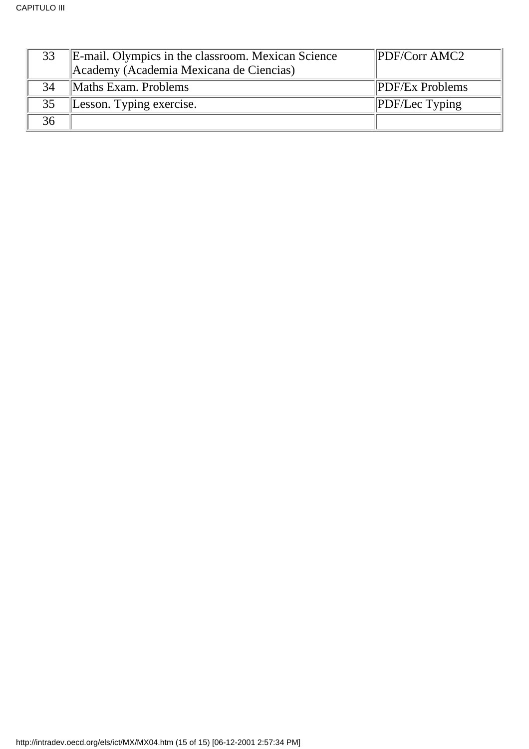| | | |
|---|---|---|
| 33 | E-mail. Olympics in the classroom. Mexican Science Academy (Academia Mexicana de Ciencias) | PDF/Corr AMC2 |
| 34 | Maths Exam. Problems | PDF/Ex Problems |
| 35 | Lesson. Typing exercise. | PDF/Lec Typing |
| 36 | | |